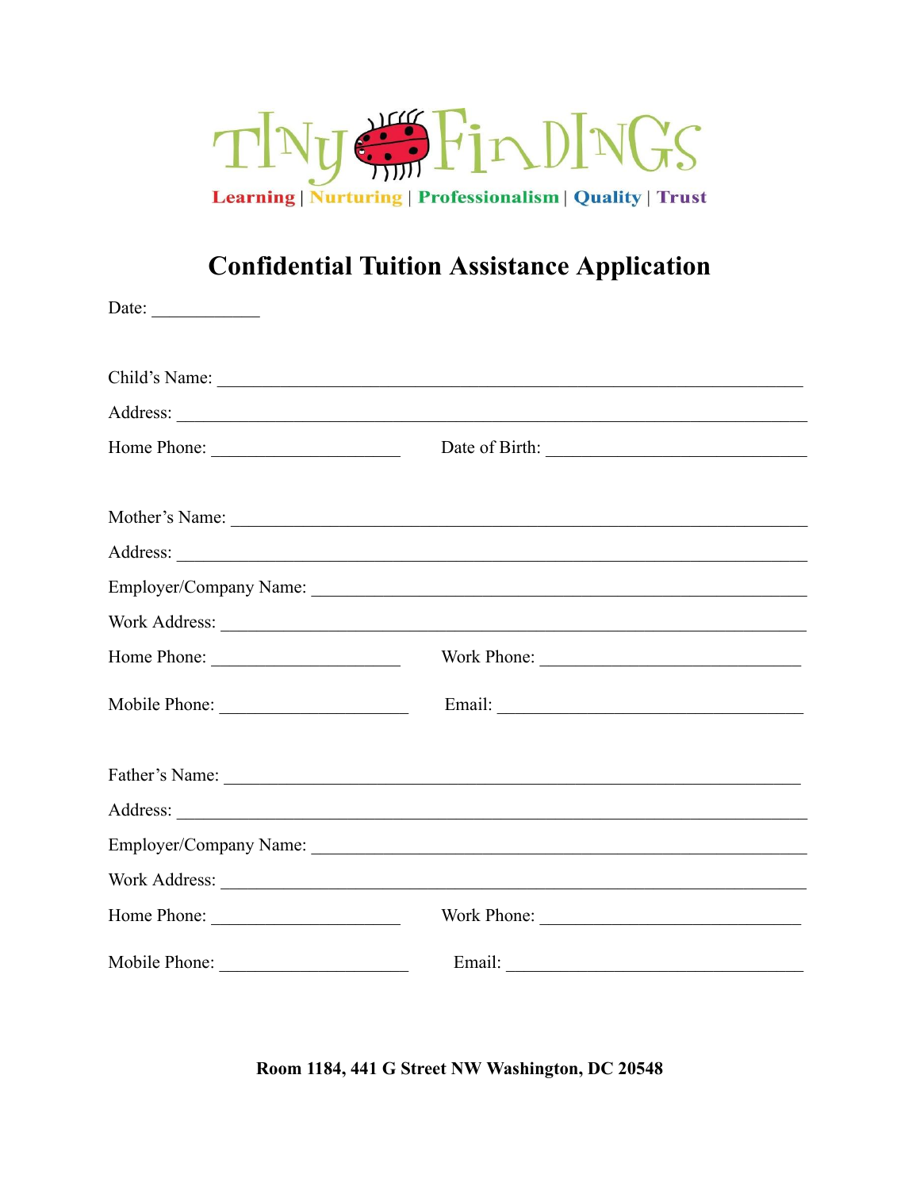TINY FINDINGS

Learning | Nurturing | Professionalism | Quality | Trust

# Confidential Tuition Assistance Application

Date: ____________

Child's Name: ____________________________________________________________

Address: ________________________________________________________________

Home Phone: ____________________ Date of Birth: ____________________________

Mother's Name: ___________________________________________________________

Address: ________________________________________________________________

Employer/Company Name: ___________________________________________________

Work Address: ____________________________________________________________

Home Phone: ____________________ Work Phone: _____________________________

Mobile Phone: ____________________ Email: ________________________________

Father's Name: ___________________________________________________________

Address: ________________________________________________________________

Employer/Company Name: ___________________________________________________

Work Address: ____________________________________________________________

Home Phone: ____________________ Work Phone: _____________________________

Mobile Phone: ____________________ Email: ________________________________

**Room 1184, 441 G Street NW Washington, DC 20548**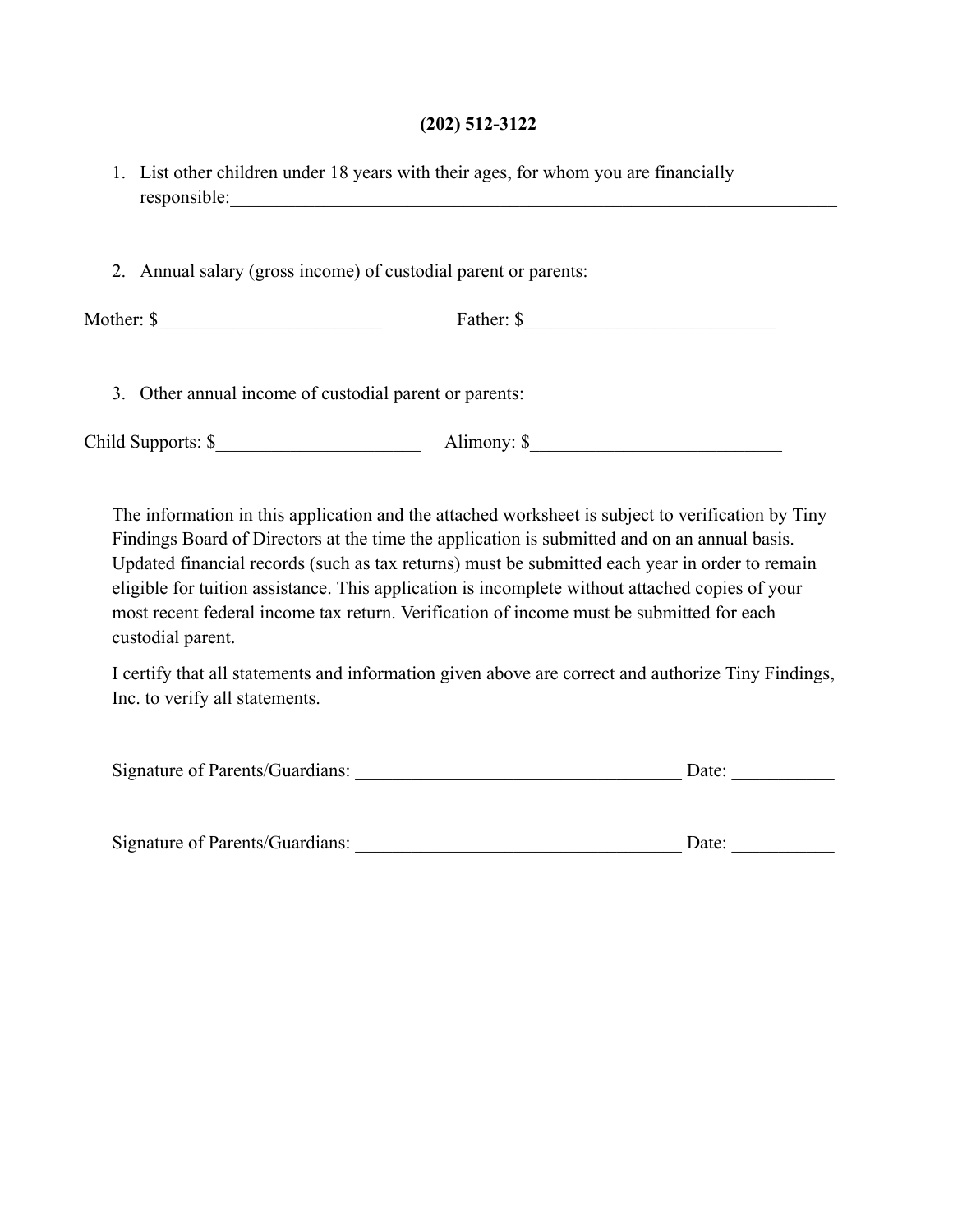**(202) 512-3122**

1. List other children under 18 years with their ages, for whom you are financially responsible:_____________________________________________________________________

2. Annual salary (gross income) of custodial parent or parents:

Mother: $________________________ Father: $___________________________

3. Other annual income of custodial parent or parents:

Child Supports: $______________________ Alimony: $___________________________

The information in this application and the attached worksheet is subject to verification by Tiny Findings Board of Directors at the time the application is submitted and on an annual basis. Updated financial records (such as tax returns) must be submitted each year in order to remain eligible for tuition assistance. This application is incomplete without attached copies of your most recent federal income tax return. Verification of income must be submitted for each custodial parent.

I certify that all statements and information given above are correct and authorize Tiny Findings, Inc. to verify all statements.

Signature of Parents/Guardians: ___________________________________ Date: ___________

Signature of Parents/Guardians: ___________________________________ Date: ___________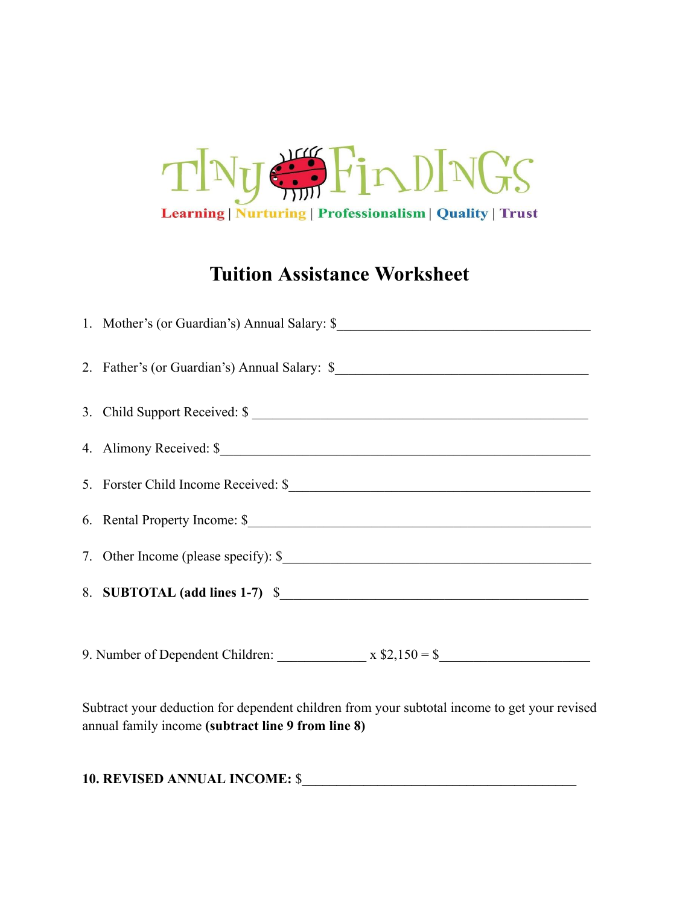TINY FINDINGS

Learning | Nurturing | Professionalism | Quality | Trust

# Tuition Assistance Worksheet

1. Mother's (or Guardian's) Annual Salary: $______________________________________
2. Father's (or Guardian's) Annual Salary: $______________________________________
3. Child Support Received: $ ______________________________________________
4. Alimony Received: $________________________________________________
5. Forster Child Income Received: $______________________________________
6. Rental Property Income: $___________________________________________
7. Other Income (please specify): $______________________________________
8. **SUBTOTAL (add lines 1-7)** $_________________________________________

9. Number of Dependent Children: ____________ x $2,150 = $____________________

Subtract your deduction for dependent children from your subtotal income to get your revised annual family income **(subtract line 9 from line 8)**

**10. REVISED ANNUAL INCOME:** $_____________________________________